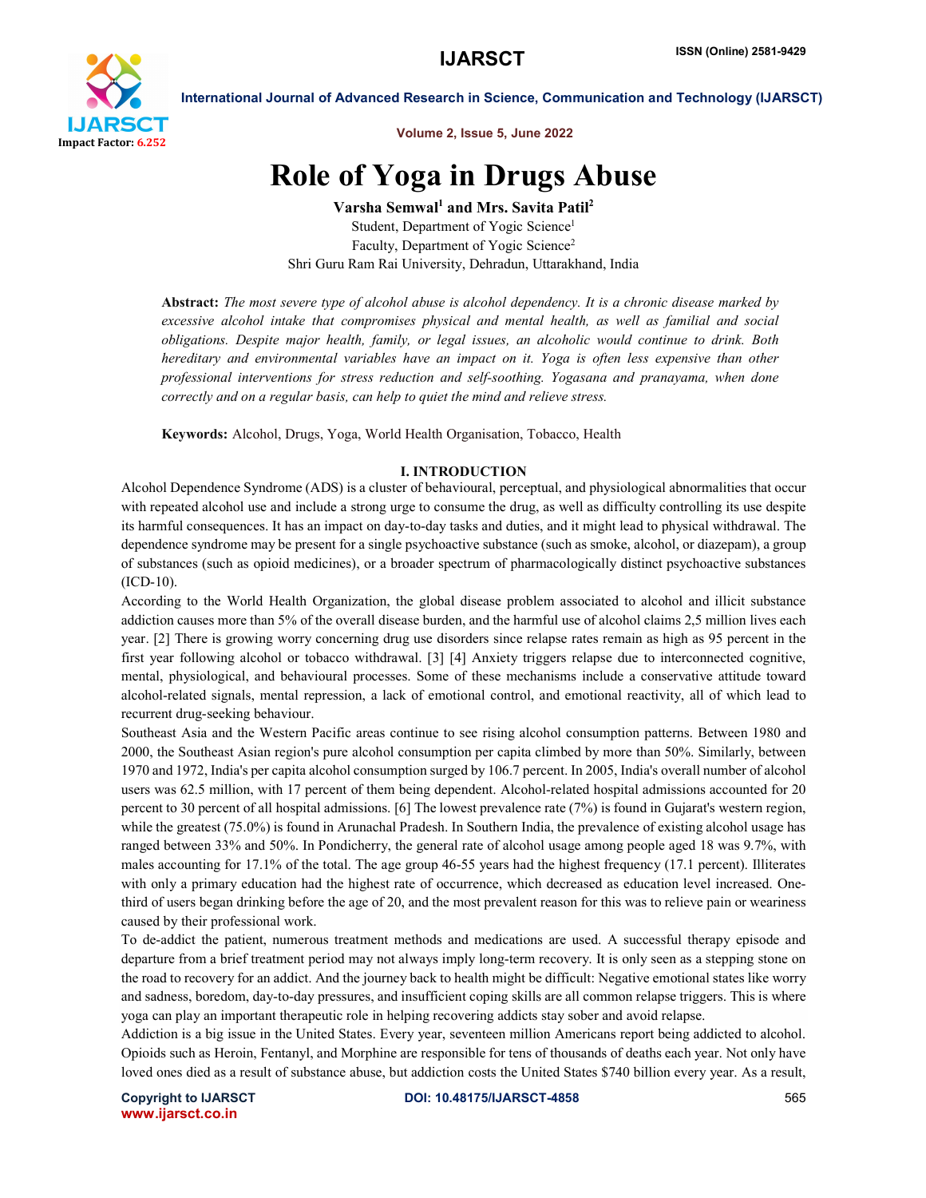# Role of Yoga in Drugs Abuse

**Varsha Semwal[1] and Mrs. Savita Patil[2]**

Student, Department of Yogic Science[1]
Faculty, Department of Yogic Science[2]
Shri Guru Ram Rai University, Dehradun, Uttarakhand, India

**Abstract:** *The most severe type of alcohol abuse is alcohol dependency. It is a chronic disease marked by excessive alcohol intake that compromises physical and mental health, as well as familial and social obligations. Despite major health, family, or legal issues, an alcoholic would continue to drink. Both hereditary and environmental variables have an impact on it. Yoga is often less expensive than other professional interventions for stress reduction and self-soothing. Yogasana and pranayama, when done correctly and on a regular basis, can help to quiet the mind and relieve stress.*

**Keywords:** Alcohol, Drugs, Yoga, World Health Organisation, Tobacco, Health

## I. INTRODUCTION

Alcohol Dependence Syndrome (ADS) is a cluster of behavioural, perceptual, and physiological abnormalities that occur with repeated alcohol use and include a strong urge to consume the drug, as well as difficulty controlling its use despite its harmful consequences. It has an impact on day-to-day tasks and duties, and it might lead to physical withdrawal. The dependence syndrome may be present for a single psychoactive substance (such as smoke, alcohol, or diazepam), a group of substances (such as opioid medicines), or a broader spectrum of pharmacologically distinct psychoactive substances (ICD-10).

According to the World Health Organization, the global disease problem associated to alcohol and illicit substance addiction causes more than 5% of the overall disease burden, and the harmful use of alcohol claims 2,5 million lives each year. [2] There is growing worry concerning drug use disorders since relapse rates remain as high as 95 percent in the first year following alcohol or tobacco withdrawal. [3] [4] Anxiety triggers relapse due to interconnected cognitive, mental, physiological, and behavioural processes. Some of these mechanisms include a conservative attitude toward alcohol-related signals, mental repression, a lack of emotional control, and emotional reactivity, all of which lead to recurrent drug-seeking behaviour.

Southeast Asia and the Western Pacific areas continue to see rising alcohol consumption patterns. Between 1980 and 2000, the Southeast Asian region's pure alcohol consumption per capita climbed by more than 50%. Similarly, between 1970 and 1972, India's per capita alcohol consumption surged by 106.7 percent. In 2005, India's overall number of alcohol users was 62.5 million, with 17 percent of them being dependent. Alcohol-related hospital admissions accounted for 20 percent to 30 percent of all hospital admissions. [6] The lowest prevalence rate (7%) is found in Gujarat's western region, while the greatest (75.0%) is found in Arunachal Pradesh. In Southern India, the prevalence of existing alcohol usage has ranged between 33% and 50%. In Pondicherry, the general rate of alcohol usage among people aged 18 was 9.7%, with males accounting for 17.1% of the total. The age group 46-55 years had the highest frequency (17.1 percent). Illiterates with only a primary education had the highest rate of occurrence, which decreased as education level increased. One-third of users began drinking before the age of 20, and the most prevalent reason for this was to relieve pain or weariness caused by their professional work.

To de-addict the patient, numerous treatment methods and medications are used. A successful therapy episode and departure from a brief treatment period may not always imply long-term recovery. It is only seen as a stepping stone on the road to recovery for an addict. And the journey back to health might be difficult: Negative emotional states like worry and sadness, boredom, day-to-day pressures, and insufficient coping skills are all common relapse triggers. This is where yoga can play an important therapeutic role in helping recovering addicts stay sober and avoid relapse.

Addiction is a big issue in the United States. Every year, seventeen million Americans report being addicted to alcohol. Opioids such as Heroin, Fentanyl, and Morphine are responsible for tens of thousands of deaths each year. Not only have loved ones died as a result of substance abuse, but addiction costs the United States $740 billion every year. As a result,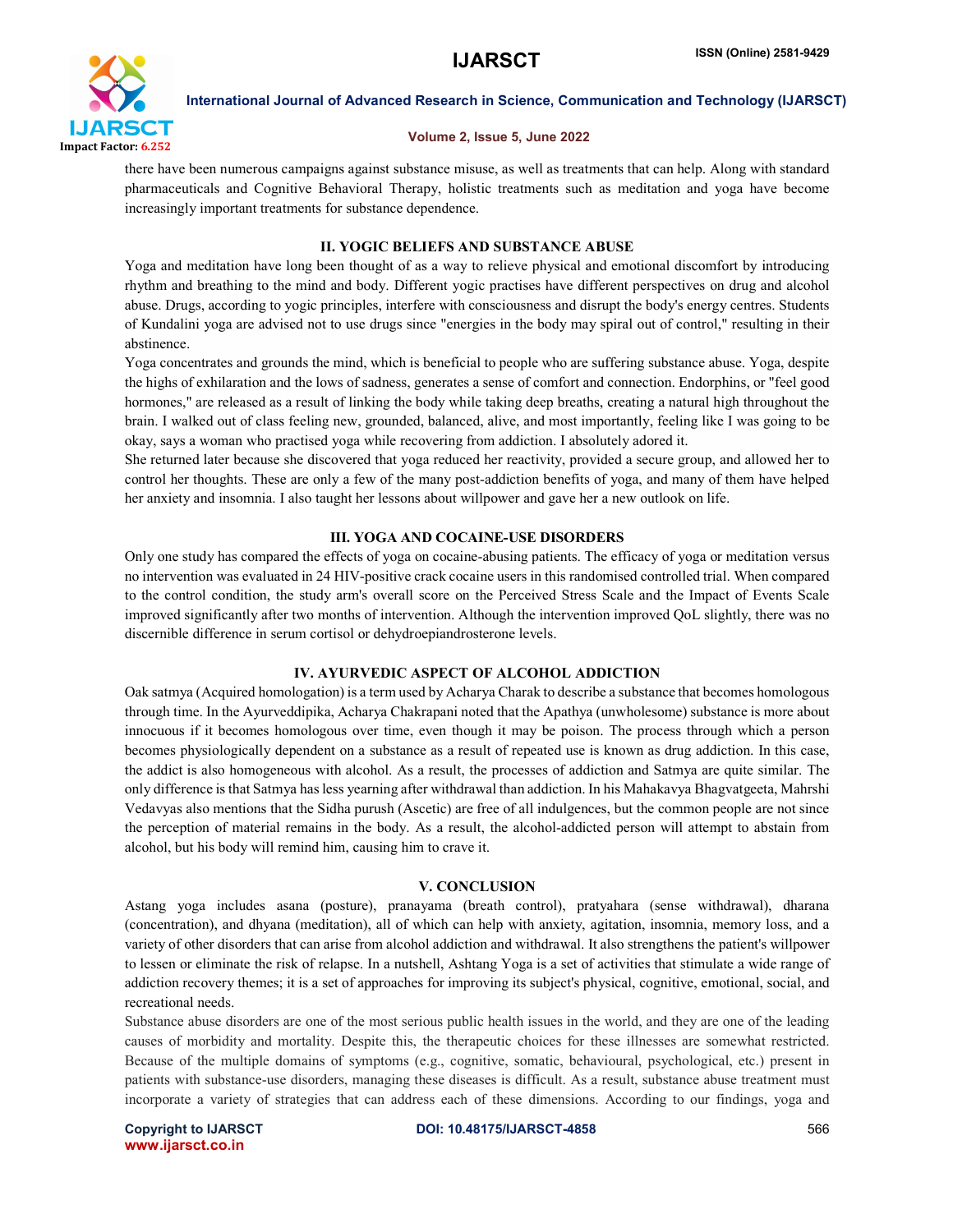there have been numerous campaigns against substance misuse, as well as treatments that can help. Along with standard pharmaceuticals and Cognitive Behavioral Therapy, holistic treatments such as meditation and yoga have become increasingly important treatments for substance dependence.

## II. YOGIC BELIEFS AND SUBSTANCE ABUSE

Yoga and meditation have long been thought of as a way to relieve physical and emotional discomfort by introducing rhythm and breathing to the mind and body. Different yogic practises have different perspectives on drug and alcohol abuse. Drugs, according to yogic principles, interfere with consciousness and disrupt the body's energy centres. Students of Kundalini yoga are advised not to use drugs since "energies in the body may spiral out of control," resulting in their abstinence.

Yoga concentrates and grounds the mind, which is beneficial to people who are suffering substance abuse. Yoga, despite the highs of exhilaration and the lows of sadness, generates a sense of comfort and connection. Endorphins, or "feel good hormones," are released as a result of linking the body while taking deep breaths, creating a natural high throughout the brain. I walked out of class feeling new, grounded, balanced, alive, and most importantly, feeling like I was going to be okay, says a woman who practised yoga while recovering from addiction. I absolutely adored it.

She returned later because she discovered that yoga reduced her reactivity, provided a secure group, and allowed her to control her thoughts. These are only a few of the many post-addiction benefits of yoga, and many of them have helped her anxiety and insomnia. I also taught her lessons about willpower and gave her a new outlook on life.

## III. YOGA AND COCAINE-USE DISORDERS

Only one study has compared the effects of yoga on cocaine-abusing patients. The efficacy of yoga or meditation versus no intervention was evaluated in 24 HIV-positive crack cocaine users in this randomised controlled trial. When compared to the control condition, the study arm's overall score on the Perceived Stress Scale and the Impact of Events Scale improved significantly after two months of intervention. Although the intervention improved QoL slightly, there was no discernible difference in serum cortisol or dehydroepiandrosterone levels.

## IV. AYURVEDIC ASPECT OF ALCOHOL ADDICTION

Oak satmya (Acquired homologation) is a term used by Acharya Charak to describe a substance that becomes homologous through time. In the Ayurveddipika, Acharya Chakrapani noted that the Apathya (unwholesome) substance is more about innocuous if it becomes homologous over time, even though it may be poison. The process through which a person becomes physiologically dependent on a substance as a result of repeated use is known as drug addiction. In this case, the addict is also homogeneous with alcohol. As a result, the processes of addiction and Satmya are quite similar. The only difference is that Satmya has less yearning after withdrawal than addiction. In his Mahakavya Bhagvatgeeta, Mahrshi Vedavyas also mentions that the Sidha purush (Ascetic) are free of all indulgences, but the common people are not since the perception of material remains in the body. As a result, the alcohol-addicted person will attempt to abstain from alcohol, but his body will remind him, causing him to crave it.

## V. CONCLUSION

Astang yoga includes asana (posture), pranayama (breath control), pratyahara (sense withdrawal), dharana (concentration), and dhyana (meditation), all of which can help with anxiety, agitation, insomnia, memory loss, and a variety of other disorders that can arise from alcohol addiction and withdrawal. It also strengthens the patient's willpower to lessen or eliminate the risk of relapse. In a nutshell, Ashtang Yoga is a set of activities that stimulate a wide range of addiction recovery themes; it is a set of approaches for improving its subject's physical, cognitive, emotional, social, and recreational needs.

Substance abuse disorders are one of the most serious public health issues in the world, and they are one of the leading causes of morbidity and mortality. Despite this, the therapeutic choices for these illnesses are somewhat restricted. Because of the multiple domains of symptoms (e.g., cognitive, somatic, behavioural, psychological, etc.) present in patients with substance-use disorders, managing these diseases is difficult. As a result, substance abuse treatment must incorporate a variety of strategies that can address each of these dimensions. According to our findings, yoga and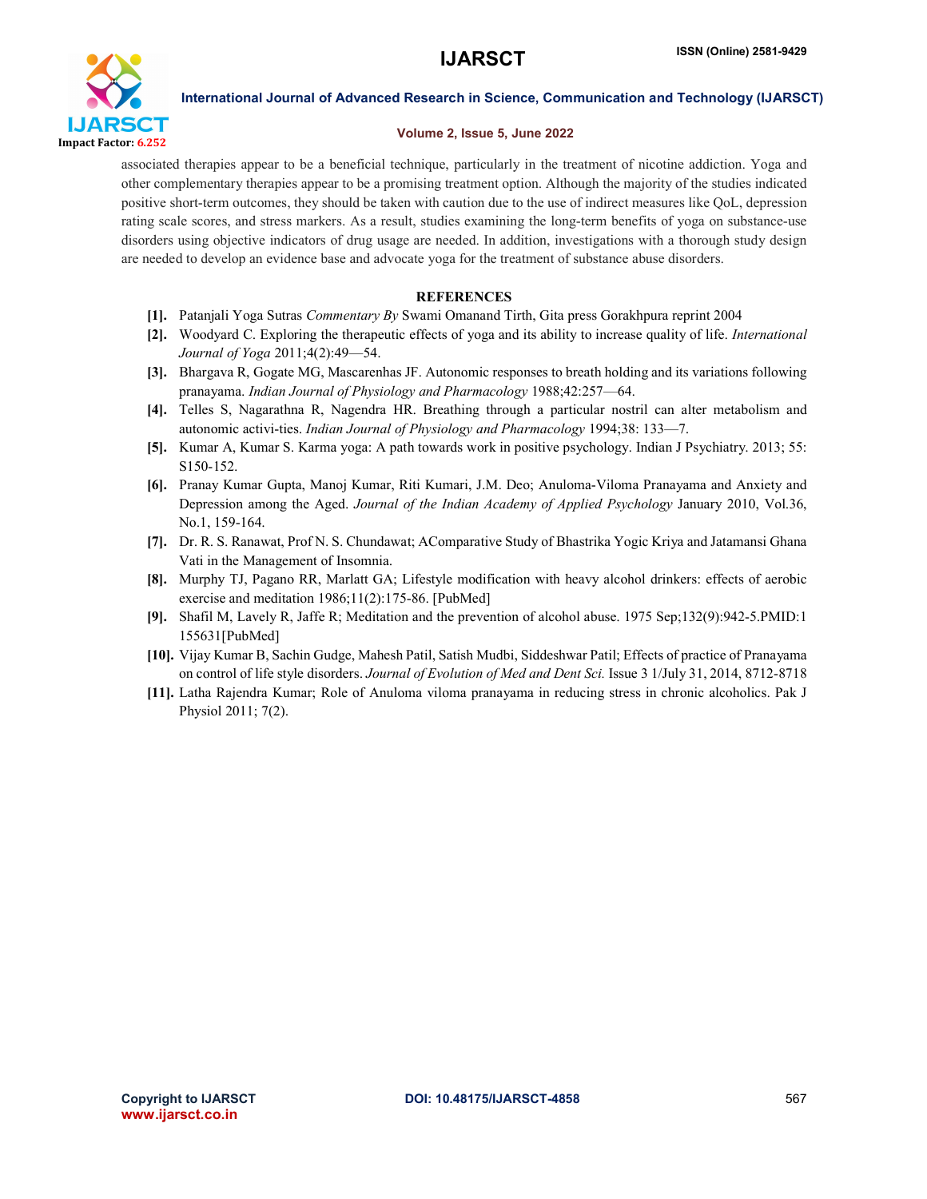associated therapies appear to be a beneficial technique, particularly in the treatment of nicotine addiction. Yoga and other complementary therapies appear to be a promising treatment option. Although the majority of the studies indicated positive short-term outcomes, they should be taken with caution due to the use of indirect measures like QoL, depression rating scale scores, and stress markers. As a result, studies examining the long-term benefits of yoga on substance-use disorders using objective indicators of drug usage are needed. In addition, investigations with a thorough study design are needed to develop an evidence base and advocate yoga for the treatment of substance abuse disorders.

## REFERENCES

- **[1].** Patanjali Yoga Sutras *Commentary By* Swami Omanand Tirth, Gita press Gorakhpura reprint 2004
- **[2].** Woodyard C. Exploring the therapeutic effects of yoga and its ability to increase quality of life. *International Journal of Yoga* 2011;4(2):49—54.
- **[3].** Bhargava R, Gogate MG, Mascarenhas JF. Autonomic responses to breath holding and its variations following pranayama. *Indian Journal of Physiology and Pharmacology* 1988;42:257—64.
- **[4].** Telles S, Nagarathna R, Nagendra HR. Breathing through a particular nostril can alter metabolism and autonomic activi-ties. *Indian Journal of Physiology and Pharmacology* 1994;38: 133—7.
- **[5].** Kumar A, Kumar S. Karma yoga: A path towards work in positive psychology. Indian J Psychiatry. 2013; 55: S150-152.
- **[6].** Pranay Kumar Gupta, Manoj Kumar, Riti Kumari, J.M. Deo; Anuloma-Viloma Pranayama and Anxiety and Depression among the Aged. *Journal of the Indian Academy of Applied Psychology* January 2010, Vol.36, No.1, 159-164.
- **[7].** Dr. R. S. Ranawat, Prof N. S. Chundawat; AComparative Study of Bhastrika Yogic Kriya and Jatamansi Ghana Vati in the Management of Insomnia.
- **[8].** Murphy TJ, Pagano RR, Marlatt GA; Lifestyle modification with heavy alcohol drinkers: effects of aerobic exercise and meditation 1986;11(2):175-86. [PubMed]
- **[9].** Shafil M, Lavely R, Jaffe R; Meditation and the prevention of alcohol abuse. 1975 Sep;132(9):942-5.PMID:1 155631[PubMed]
- **[10].** Vijay Kumar B, Sachin Gudge, Mahesh Patil, Satish Mudbi, Siddeshwar Patil; Effects of practice of Pranayama on control of life style disorders. *Journal of Evolution of Med and Dent Sci.* Issue 3 1/July 31, 2014, 8712-8718
- **[11].** Latha Rajendra Kumar; Role of Anuloma viloma pranayama in reducing stress in chronic alcoholics. Pak J Physiol 2011; 7(2).